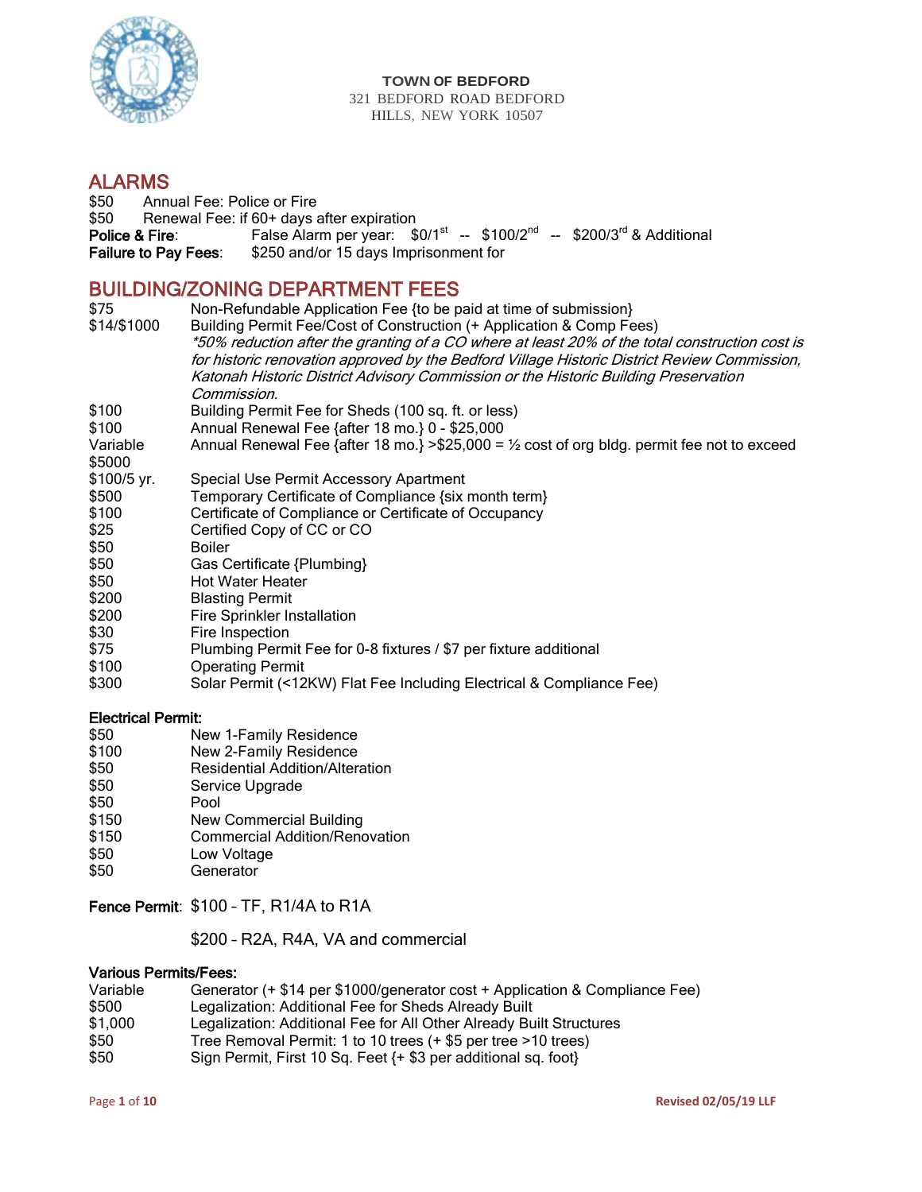**TOWN OF BEDFORD**
321 BEDFORD ROAD BEDFORD HILLS, NEW YORK 10507

## ALARMS

| | |
|---|---|
| $50 | Annual Fee: Police or Fire |
| $50 | Renewal Fee: if 60+ days after expiration |
| **Police & Fire**: | False Alarm per year: $0/1st -- $100/2nd -- $200/3rd & Additional |
| **Failure to Pay Fees**: | $250 and/or 15 days Imprisonment for |

## BUILDING/ZONING DEPARTMENT FEES

| | |
|---|---|
| $75 | Non-Refundable Application Fee {to be paid at time of submission} |
| $14/$1000 | Building Permit Fee/Cost of Construction (+ Application & Comp Fees) *\*50% reduction after the granting of a CO where at least 20% of the total construction cost is for historic renovation approved by the Bedford Village Historic District Review Commission, Katonah Historic District Advisory Commission or the Historic Building Preservation Commission.* |
| $100 | Building Permit Fee for Sheds (100 sq. ft. or less) |
| $100 | Annual Renewal Fee {after 18 mo.} 0 - $25,000 |
| Variable | Annual Renewal Fee {after 18 mo.} >$25,000 = ½ cost of org bldg. permit fee not to exceed $5000 |
| $100/5 yr. | Special Use Permit Accessory Apartment |
| $500 | Temporary Certificate of Compliance {six month term} |
| $100 | Certificate of Compliance or Certificate of Occupancy |
| $25 | Certified Copy of CC or CO |
| $50 | Boiler |
| $50 | Gas Certificate {Plumbing} |
| $50 | Hot Water Heater |
| $200 | Blasting Permit |
| $200 | Fire Sprinkler Installation |
| $30 | Fire Inspection |
| $75 | Plumbing Permit Fee for 0-8 fixtures / $7 per fixture additional |
| $100 | Operating Permit |
| $300 | Solar Permit (<12KW) Flat Fee Including Electrical & Compliance Fee) |

### Electrical Permit:

| | |
|---|---|
| $50 | New 1-Family Residence |
| $100 | New 2-Family Residence |
| $50 | Residential Addition/Alteration |
| $50 | Service Upgrade |
| $50 | Pool |
| $150 | New Commercial Building |
| $150 | Commercial Addition/Renovation |
| $50 | Low Voltage |
| $50 | Generator |

**Fence Permit**: $100 – TF, R1/4A to R1A

$200 – R2A, R4A, VA and commercial

### Various Permits/Fees:

| | |
|---|---|
| Variable | Generator (+ $14 per $1000/generator cost + Application & Compliance Fee) |
| $500 | Legalization: Additional Fee for Sheds Already Built |
| $1,000 | Legalization: Additional Fee for All Other Already Built Structures |
| $50 | Tree Removal Permit: 1 to 10 trees (+ $5 per tree >10 trees) |
| $50 | Sign Permit, First 10 Sq. Feet {+ $3 per additional sq. foot} |

Revised 02/05/19 LLF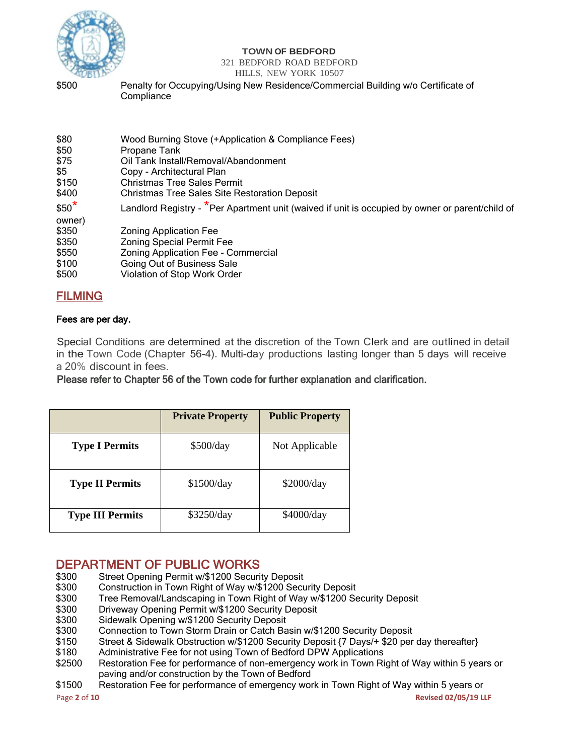**TOWN OF BEDFORD**
321 BEDFORD ROAD BEDFORD HILLS, NEW YORK 10507

$500 Penalty for Occupying/Using New Residence/Commercial Building w/o Certificate of Compliance

$80 Wood Burning Stove (+Application & Compliance Fees)
$50 Propane Tank
$75 Oil Tank Install/Removal/Abandonment
$5 Copy - Architectural Plan
$150 Christmas Tree Sales Permit
$400 Christmas Tree Sales Site Restoration Deposit
$50* Landlord Registry - *Per Apartment unit (waived if unit is occupied by owner or parent/child of owner)
$350 Zoning Application Fee
$350 Zoning Special Permit Fee
$550 Zoning Application Fee - Commercial
$100 Going Out of Business Sale
$500 Violation of Stop Work Order

## FILMING

**Fees are per day.**

Special Conditions are determined at the discretion of the Town Clerk and are outlined in detail in the Town Code (Chapter 56-4). Multi-day productions lasting longer than 5 days will receive a 20% discount in fees.

**Please refer to Chapter 56 of the Town code for further explanation and clarification.**

| | Private Property | Public Property |
|---|---|---|
| **Type I Permits** | $500/day | Not Applicable |
| **Type II Permits** | $1500/day | $2000/day |
| **Type III Permits** | $3250/day | $4000/day |

## DEPARTMENT OF PUBLIC WORKS

$300 Street Opening Permit w/$1200 Security Deposit
$300 Construction in Town Right of Way w/$1200 Security Deposit
$300 Tree Removal/Landscaping in Town Right of Way w/$1200 Security Deposit
$300 Driveway Opening Permit w/$1200 Security Deposit
$300 Sidewalk Opening w/$1200 Security Deposit
$300 Connection to Town Storm Drain or Catch Basin w/$1200 Security Deposit
$150 Street & Sidewalk Obstruction w/$1200 Security Deposit {7 Days/+ $20 per day thereafter}
$180 Administrative Fee for not using Town of Bedford DPW Applications
$2500 Restoration Fee for performance of non-emergency work in Town Right of Way within 5 years or paving and/or construction by the Town of Bedford
$1500 Restoration Fee for performance of emergency work in Town Right of Way within 5 years or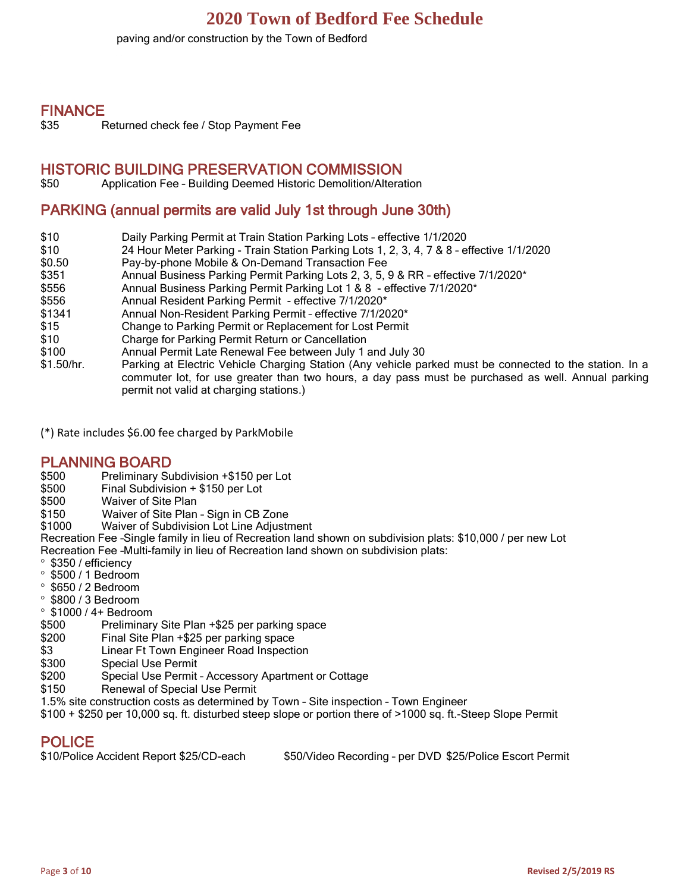paving and/or construction by the Town of Bedford

## FINANCE

$35 Returned check fee / Stop Payment Fee

## HISTORIC BUILDING PRESERVATION COMMISSION

$50 Application Fee – Building Deemed Historic Demolition/Alteration

## PARKING (annual permits are valid July 1st through June 30th)

| | |
|---|---|
| $10 | Daily Parking Permit at Train Station Parking Lots – effective 1/1/2020 |
| $10 | 24 Hour Meter Parking - Train Station Parking Lots 1, 2, 3, 4, 7 & 8 – effective 1/1/2020 |
| $0.50 | Pay-by-phone Mobile & On-Demand Transaction Fee |
| $351 | Annual Business Parking Permit Parking Lots 2, 3, 5, 9 & RR – effective 7/1/2020* |
| $556 | Annual Business Parking Permit Parking Lot 1 & 8 - effective 7/1/2020* |
| $556 | Annual Resident Parking Permit - effective 7/1/2020* |
| $1341 | Annual Non-Resident Parking Permit – effective 7/1/2020* |
| $15 | Change to Parking Permit or Replacement for Lost Permit |
| $10 | Charge for Parking Permit Return or Cancellation |
| $100 | Annual Permit Late Renewal Fee between July 1 and July 30 |
| $1.50/hr. | Parking at Electric Vehicle Charging Station (Any vehicle parked must be connected to the station. In a commuter lot, for use greater than two hours, a day pass must be purchased as well. Annual parking permit not valid at charging stations.) |

(*) Rate includes $6.00 fee charged by ParkMobile

## PLANNING BOARD

$500 Preliminary Subdivision +$150 per Lot
$500 Final Subdivision + $150 per Lot
$500 Waiver of Site Plan
$150 Waiver of Site Plan – Sign in CB Zone
$1000 Waiver of Subdivision Lot Line Adjustment
Recreation Fee –Single family in lieu of Recreation land shown on subdivision plats: $10,000 / per new Lot
Recreation Fee –Multi-family in lieu of Recreation land shown on subdivision plats:

- $350 / efficiency
- $500 / 1 Bedroom
- $650 / 2 Bedroom
- $800 / 3 Bedroom
- $1000 / 4+ Bedroom

$500 Preliminary Site Plan +$25 per parking space
$200 Final Site Plan +$25 per parking space
$3 Linear Ft Town Engineer Road Inspection
$300 Special Use Permit
$200 Special Use Permit – Accessory Apartment or Cottage
$150 Renewal of Special Use Permit
1.5% site construction costs as determined by Town – Site inspection – Town Engineer
$100 + $250 per 10,000 sq. ft. disturbed steep slope or portion there of >1000 sq. ft.-Steep Slope Permit

## POLICE

$10/Police Accident Report $25/CD-each $50/Video Recording – per DVD $25/Police Escort Permit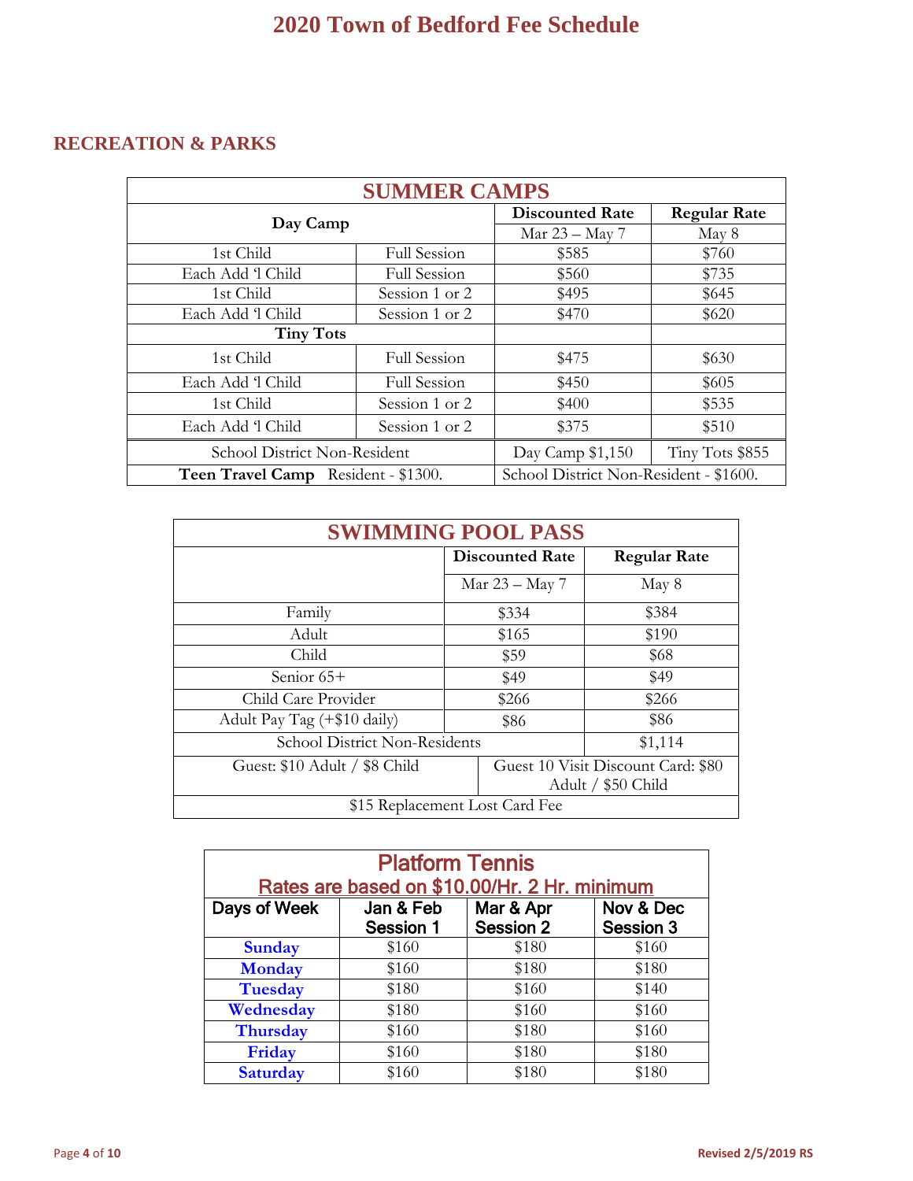# 2020 Town of Bedford Fee Schedule

## RECREATION & PARKS

| SUMMER CAMPS | | | |
|---|---|---|---|
| **Day Camp** | | **Discounted Rate** | **Regular Rate** |
| | | Mar 23 – May 7 | May 8 |
| 1st Child | Full Session | $585 | $760 |
| Each Add 'l Child | Full Session | $560 | $735 |
| 1st Child | Session 1 or 2 | $495 | $645 |
| Each Add 'l Child | Session 1 or 2 | $470 | $620 |
| **Tiny Tots** | | | |
| 1st Child | Full Session | $475 | $630 |
| Each Add 'l Child | Full Session | $450 | $605 |
| 1st Child | Session 1 or 2 | $400 | $535 |
| Each Add 'l Child | Session 1 or 2 | $375 | $510 |
| School District Non-Resident | | Day Camp $1,150 | Tiny Tots $855 |
| **Teen Travel Camp** Resident - $1300. | | School District Non-Resident - $1600. | |

| SWIMMING POOL PASS | | |
|---|---|---|
| | **Discounted Rate** | **Regular Rate** |
| | Mar 23 – May 7 | May 8 |
| Family | $334 | $384 |
| Adult | $165 | $190 |
| Child | $59 | $68 |
| Senior 65+ | $49 | $49 |
| Child Care Provider | $266 | $266 |
| Adult Pay Tag (+$10 daily) | $86 | $86 |
| School District Non-Residents | | $1,114 |
| Guest: $10 Adult / $8 Child | Guest 10 Visit Discount Card: $80 Adult / $50 Child | |
| $15 Replacement Lost Card Fee | | |

| Platform Tennis<br>Rates are based on $10.00/Hr. 2 Hr. minimum | | | |
|---|---|---|---|
| **Days of Week** | **Jan & Feb Session 1** | **Mar & Apr Session 2** | **Nov & Dec Session 3** |
| **Sunday** | $160 | $180 | $160 |
| **Monday** | $160 | $180 | $180 |
| **Tuesday** | $180 | $160 | $140 |
| **Wednesday** | $180 | $160 | $160 |
| **Thursday** | $160 | $180 | $160 |
| **Friday** | $160 | $180 | $180 |
| **Saturday** | $160 | $180 | $180 |

Revised 2/5/2019 RS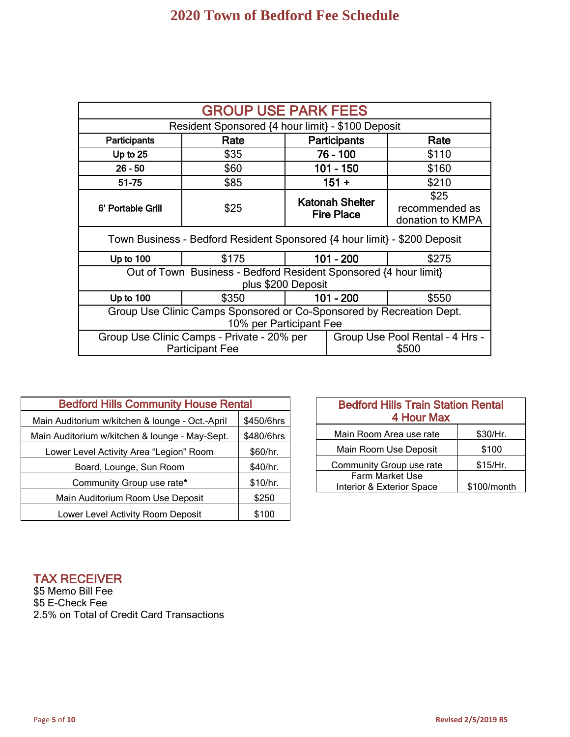# 2020 Town of Bedford Fee Schedule

| GROUP USE PARK FEES | | | |
|---|---|---|---|
| Resident Sponsored {4 hour limit} - $100 Deposit | | | |
| **Participants** | **Rate** | **Participants** | **Rate** |
| **Up to 25** | $35 | **76 - 100** | $110 |
| **26 - 50** | $60 | **101 - 150** | $160 |
| **51-75** | $85 | **151 +** | $210 |
| **6' Portable Grill** | $25 | **Katonah Shelter Fire Place** | $25 recommended as donation to KMPA |
| Town Business - Bedford Resident Sponsored {4 hour limit} - $200 Deposit | | | |
| **Up to 100** | $175 | **101 - 200** | $275 |
| Out of Town Business - Bedford Resident Sponsored {4 hour limit} plus $200 Deposit | | | |
| **Up to 100** | $350 | **101 - 200** | $550 |
| Group Use Clinic Camps Sponsored or Co-Sponsored by Recreation Dept. 10% per Participant Fee | | | |
| Group Use Clinic Camps - Private - 20% per Participant Fee | | Group Use Pool Rental - 4 Hrs - $500 | |

| Bedford Hills Community House Rental | |
|---|---|
| Main Auditorium w/kitchen & lounge - Oct.-April | $450/6hrs |
| Main Auditorium w/kitchen & lounge - May-Sept. | $480/6hrs |
| Lower Level Activity Area "Legion" Room | $60/hr. |
| Board, Lounge, Sun Room | $40/hr. |
| Community Group use rate* | $10/hr. |
| Main Auditorium Room Use Deposit | $250 |
| Lower Level Activity Room Deposit | $100 |

| Bedford Hills Train Station Rental 4 Hour Max | |
|---|---|
| Main Room Area use rate | $30/Hr. |
| Main Room Use Deposit | $100 |
| Community Group use rate | $15/Hr. |
| Farm Market Use Interior & Exterior Space | $100/month |

## TAX RECEIVER

$5 Memo Bill Fee
$5 E-Check Fee
2.5% on Total of Credit Card Transactions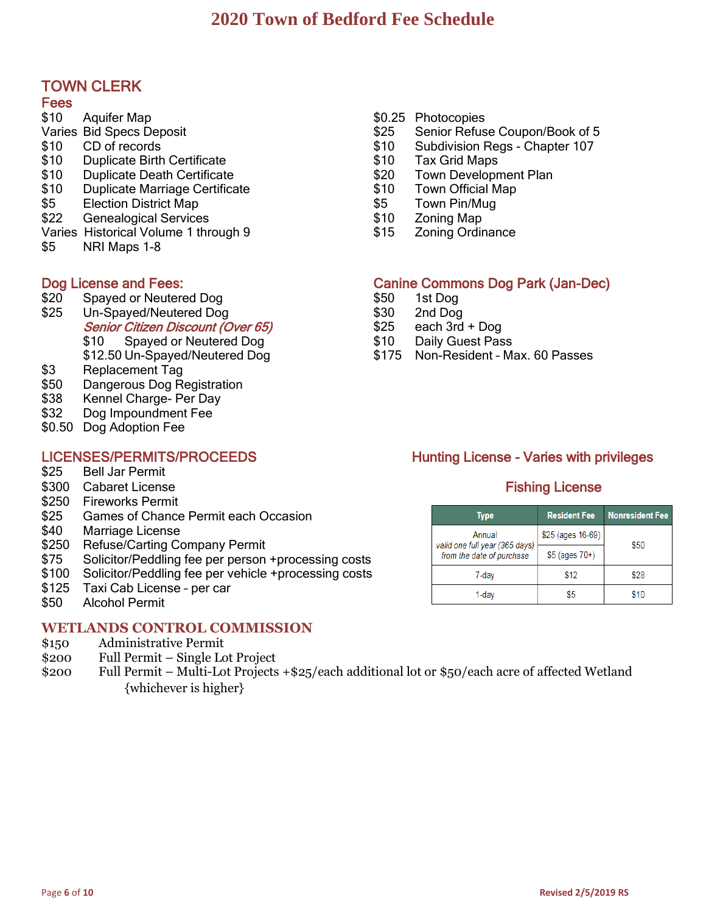# 2020 Town of Bedford Fee Schedule

## TOWN CLERK

### Fees

- $10 Aquifer Map
- Varies Bid Specs Deposit
- $10 CD of records
- $10 Duplicate Birth Certificate
- $10 Duplicate Death Certificate
- $10 Duplicate Marriage Certificate
- $5 Election District Map
- $22 Genealogical Services
- Varies Historical Volume 1 through 9
- $5 NRI Maps 1-8
- $0.25 Photocopies
- $25 Senior Refuse Coupon/Book of 5
- $10 Subdivision Regs - Chapter 107
- $10 Tax Grid Maps
- $20 Town Development Plan
- $10 Town Official Map
- $5 Town Pin/Mug
- $10 Zoning Map
- $15 Zoning Ordinance

### Dog License and Fees:

- $20 Spayed or Neutered Dog
- $25 Un-Spayed/Neutered Dog
  - ***Senior Citizen Discount (Over 65)***
  - $10 Spayed or Neutered Dog
  - $12.50 Un-Spayed/Neutered Dog
- $3 Replacement Tag
- $50 Dangerous Dog Registration
- $38 Kennel Charge- Per Day
- $32 Dog Impoundment Fee
- $0.50 Dog Adoption Fee

### Canine Commons Dog Park (Jan-Dec)

- $50 1st Dog
- $30 2nd Dog
- $25 each 3rd + Dog
- $10 Daily Guest Pass
- $175 Non-Resident – Max. 60 Passes

### LICENSES/PERMITS/PROCEEDS

- $25 Bell Jar Permit
- $300 Cabaret License
- $250 Fireworks Permit
- $25 Games of Chance Permit each Occasion
- $40 Marriage License
- $250 Refuse/Carting Company Permit
- $75 Solicitor/Peddling fee per person +processing costs
- $100 Solicitor/Peddling fee per vehicle +processing costs
- $125 Taxi Cab License – per car
- $50 Alcohol Permit

### Hunting License - Varies with privileges

### Fishing License

| Type | Resident Fee | Nonresident Fee |
|---|---|---|
| Annual *valid one full year (365 days) from the date of purchase* | $25 (ages 16-69) | $50 |
| | $5 (ages 70+) | |
| 7-day | $12 | $28 |
| 1-day | $5 | $10 |

## WETLANDS CONTROL COMMISSION

- $150 Administrative Permit
- $200 Full Permit – Single Lot Project
- $200 Full Permit – Multi-Lot Projects +$25/each additional lot or $50/each acre of affected Wetland {whichever is higher}

Revised 2/5/2019 RS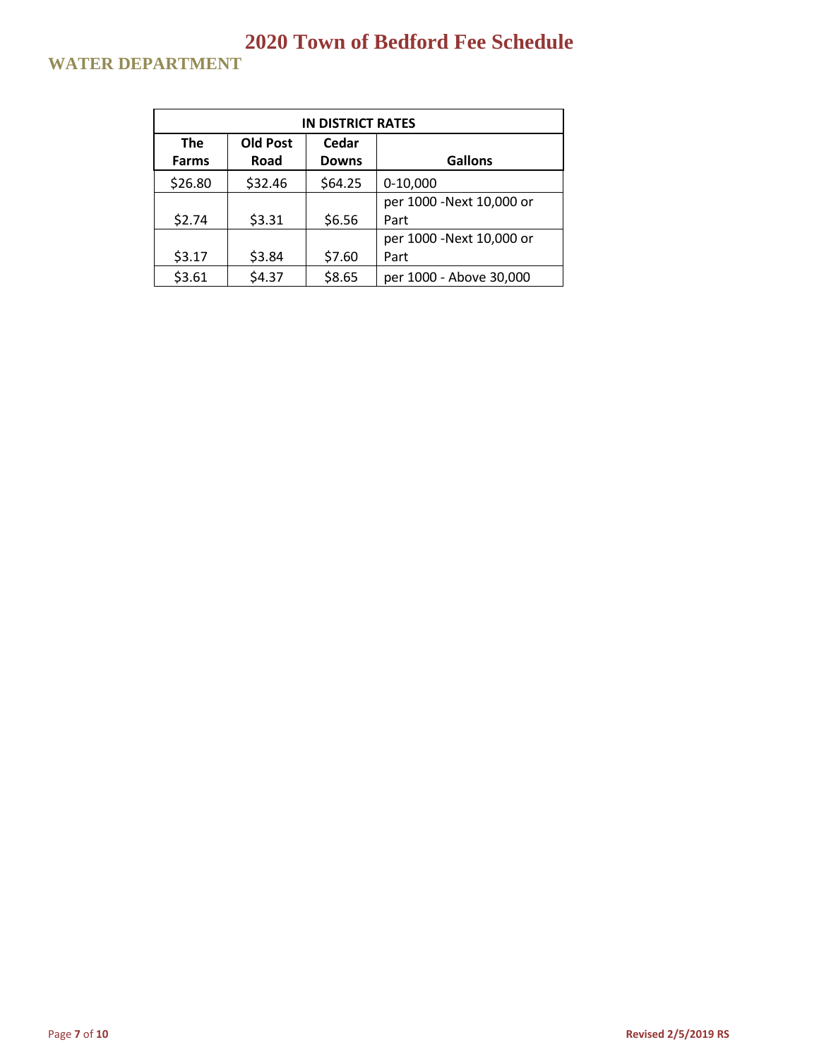# 2020 Town of Bedford Fee Schedule

## WATER DEPARTMENT

| IN DISTRICT RATES | | | |
|---|---|---|---|
| The Farms | Old Post Road | Cedar Downs | Gallons |
| $26.80 | $32.46 | $64.25 | 0-10,000 |
| $2.74 | $3.31 | $6.56 | per 1000 -Next 10,000 or Part |
| $3.17 | $3.84 | $7.60 | per 1000 -Next 10,000 or Part |
| $3.61 | $4.37 | $8.65 | per 1000 - Above 30,000 |

Revised 2/5/2019 RS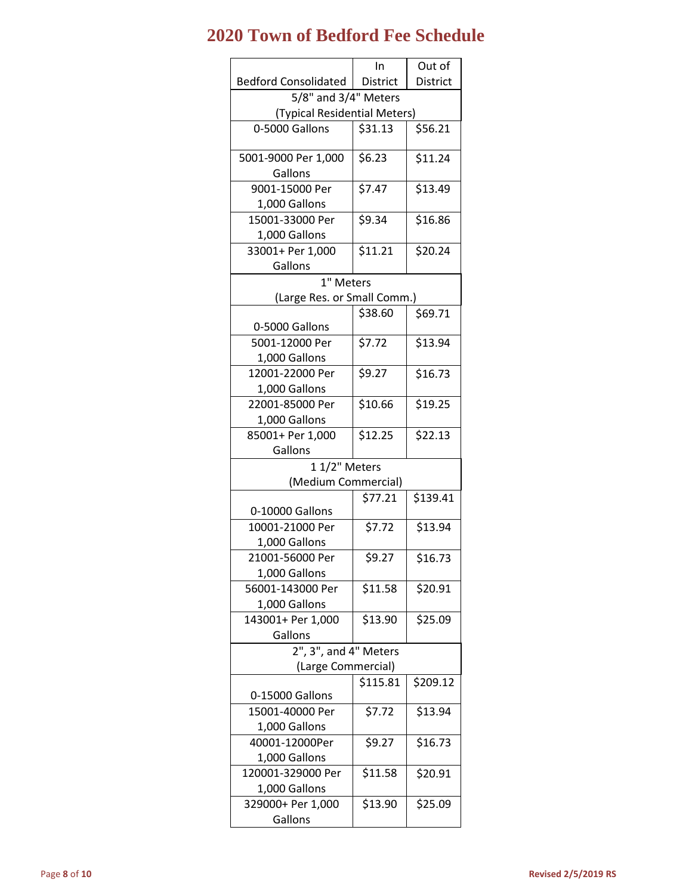# 2020 Town of Bedford Fee Schedule

| Bedford Consolidated | In District | Out of District |
|---|---|---|
| **5/8" and 3/4" Meters (Typical Residential Meters)** | | |
| 0-5000 Gallons | $31.13 | $56.21 |
| 5001-9000 Per 1,000 Gallons | $6.23 | $11.24 |
| 9001-15000 Per 1,000 Gallons | $7.47 | $13.49 |
| 15001-33000 Per 1,000 Gallons | $9.34 | $16.86 |
| 33001+ Per 1,000 Gallons | $11.21 | $20.24 |
| **1" Meters (Large Res. or Small Comm.)** | | |
| 0-5000 Gallons | $38.60 | $69.71 |
| 5001-12000 Per 1,000 Gallons | $7.72 | $13.94 |
| 12001-22000 Per 1,000 Gallons | $9.27 | $16.73 |
| 22001-85000 Per 1,000 Gallons | $10.66 | $19.25 |
| 85001+ Per 1,000 Gallons | $12.25 | $22.13 |
| **1 1/2" Meters (Medium Commercial)** | | |
| 0-10000 Gallons | $77.21 | $139.41 |
| 10001-21000 Per 1,000 Gallons | $7.72 | $13.94 |
| 21001-56000 Per 1,000 Gallons | $9.27 | $16.73 |
| 56001-143000 Per 1,000 Gallons | $11.58 | $20.91 |
| 143001+ Per 1,000 Gallons | $13.90 | $25.09 |
| **2", 3", and 4" Meters (Large Commercial)** | | |
| 0-15000 Gallons | $115.81 | $209.12 |
| 15001-40000 Per 1,000 Gallons | $7.72 | $13.94 |
| 40001-12000Per 1,000 Gallons | $9.27 | $16.73 |
| 120001-329000 Per 1,000 Gallons | $11.58 | $20.91 |
| 329000+ Per 1,000 Gallons | $13.90 | $25.09 |

Revised 2/5/2019 RS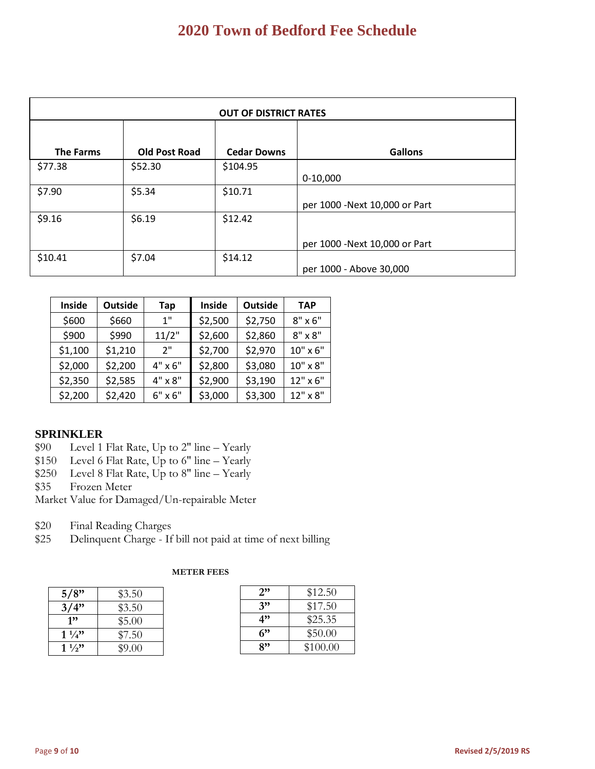# 2020 Town of Bedford Fee Schedule

| OUT OF DISTRICT RATES | | | |
|---|---|---|---|
| **The Farms** | **Old Post Road** | **Cedar Downs** | **Gallons** |
| $77.38 | $52.30 | $104.95 | 0-10,000 |
| $7.90 | $5.34 | $10.71 | per 1000 -Next 10,000 or Part |
| $9.16 | $6.19 | $12.42 | per 1000 -Next 10,000 or Part |
| $10.41 | $7.04 | $14.12 | per 1000 - Above 30,000 |

| Inside | Outside | Tap | Inside | Outside | TAP |
|---|---|---|---|---|---|
| $600 | $660 | 1" | $2,500 | $2,750 | 8" x 6" |
| $900 | $990 | 11/2" | $2,600 | $2,860 | 8" x 8" |
| $1,100 | $1,210 | 2" | $2,700 | $2,970 | 10" x 6" |
| $2,000 | $2,200 | 4" x 6" | $2,800 | $3,080 | 10" x 8" |
| $2,350 | $2,585 | 4" x 8" | $2,900 | $3,190 | 12" x 6" |
| $2,200 | $2,420 | 6" x 6" | $3,000 | $3,300 | 12" x 8" |

## SPRINKLER

$90 Level 1 Flat Rate, Up to 2" line – Yearly
$150 Level 6 Flat Rate, Up to 6" line – Yearly
$250 Level 8 Flat Rate, Up to 8" line – Yearly
$35 Frozen Meter
Market Value for Damaged/Un-repairable Meter

$20 Final Reading Charges
$25 Delinquent Charge - If bill not paid at time of next billing

**METER FEES**

| Size | Fee |
|---|---|
| **5/8”** | $3.50 |
| **3/4”** | $3.50 |
| **1”** | $5.00 |
| **1 ¼”** | $7.50 |
| **1 ½”** | $9.00 |

| Size | Fee |
|---|---|
| **2”** | $12.50 |
| **3”** | $17.50 |
| **4”** | $25.35 |
| **6”** | $50.00 |
| **8”** | $100.00 |

Revised 2/5/2019 RS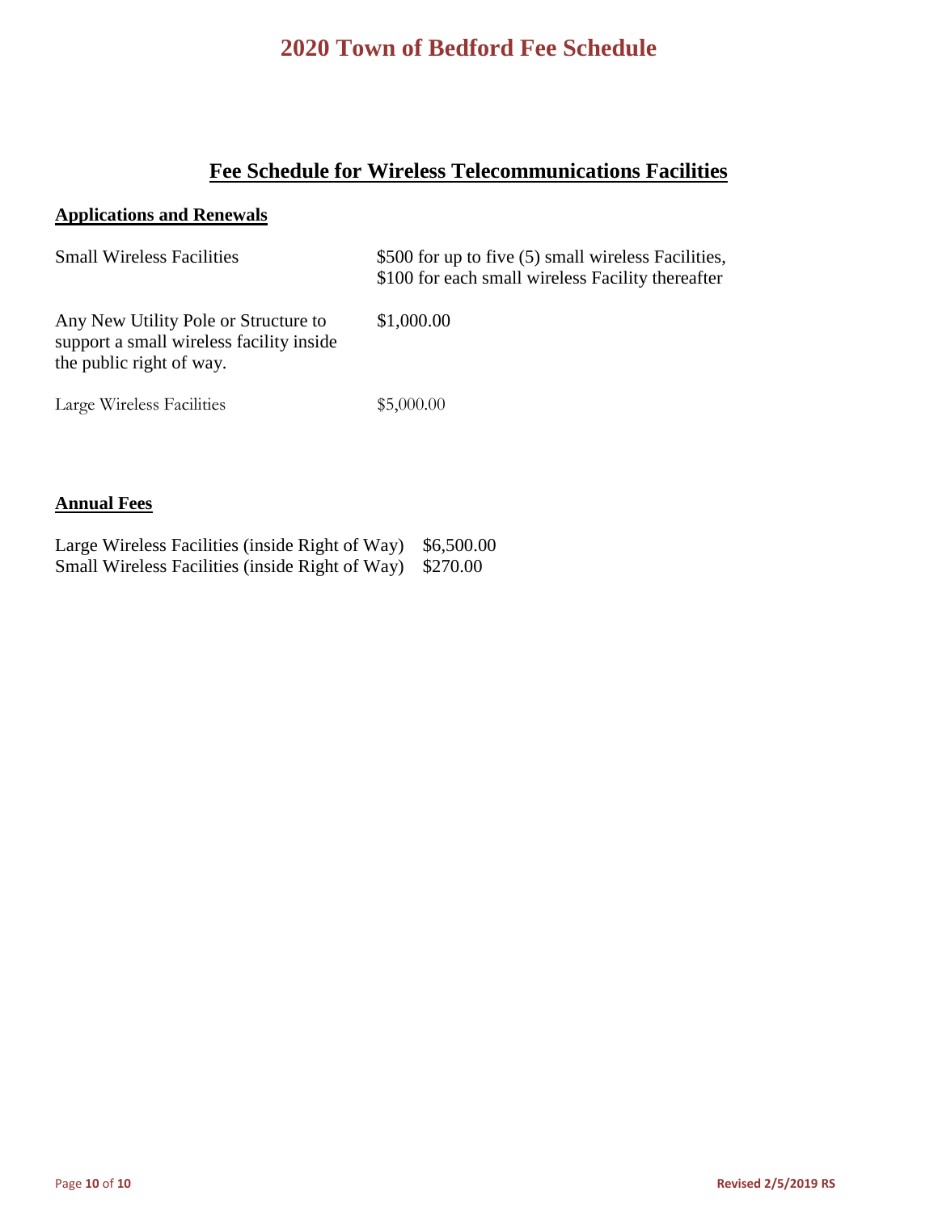# Fee Schedule for Wireless Telecommunications Facilities

## Applications and Renewals

| | |
|---|---|
| Small Wireless Facilities | \$500 for up to five (5) small wireless Facilities, \$100 for each small wireless Facility thereafter |
| Any New Utility Pole or Structure to support a small wireless facility inside the public right of way. | \$1,000.00 |
| Large Wireless Facilities | \$5,000.00 |

## Annual Fees

| | |
|---|---|
| Large Wireless Facilities (inside Right of Way) | \$6,500.00 |
| Small Wireless Facilities (inside Right of Way) | \$270.00 |